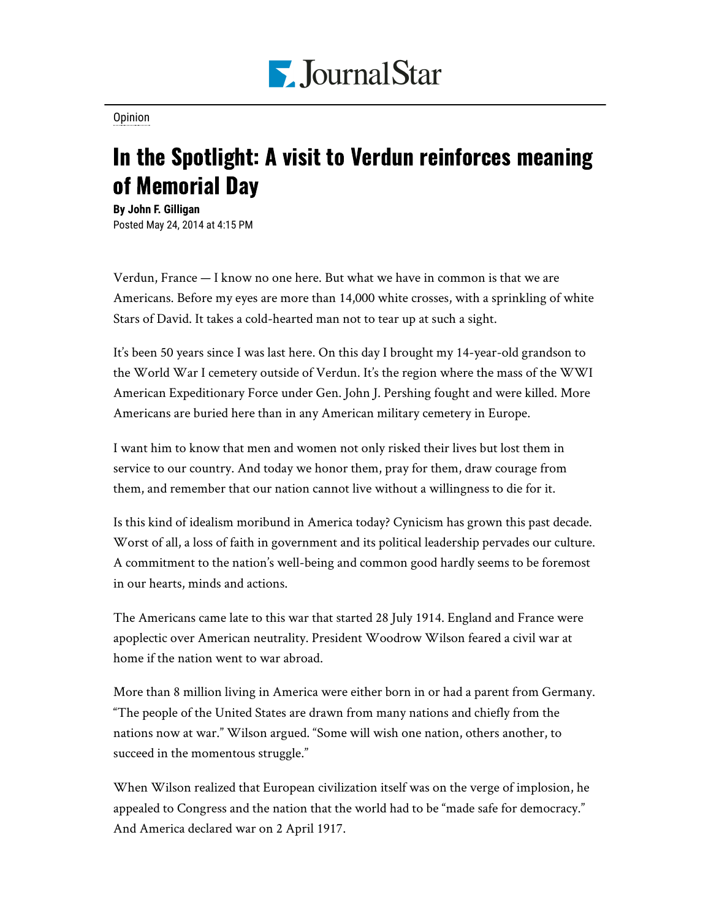Journal Star

Opinion

# In the Spotlight: A visit to Verdun reinforces meaning of Memorial Day

**By John F. Gilligan**
Posted May 24, 2014 at 4:15 PM

Verdun, France — I know no one here. But what we have in common is that we are Americans. Before my eyes are more than 14,000 white crosses, with a sprinkling of white Stars of David. It takes a cold-hearted man not to tear up at such a sight.

It's been 50 years since I was last here. On this day I brought my 14-year-old grandson to the World War I cemetery outside of Verdun. It's the region where the mass of the WWI American Expeditionary Force under Gen. John J. Pershing fought and were killed. More Americans are buried here than in any American military cemetery in Europe.

I want him to know that men and women not only risked their lives but lost them in service to our country. And today we honor them, pray for them, draw courage from them, and remember that our nation cannot live without a willingness to die for it.

Is this kind of idealism moribund in America today? Cynicism has grown this past decade. Worst of all, a loss of faith in government and its political leadership pervades our culture. A commitment to the nation's well-being and common good hardly seems to be foremost in our hearts, minds and actions.

The Americans came late to this war that started 28 July 1914. England and France were apoplectic over American neutrality. President Woodrow Wilson feared a civil war at home if the nation went to war abroad.

More than 8 million living in America were either born in or had a parent from Germany. "The people of the United States are drawn from many nations and chiefly from the nations now at war." Wilson argued. "Some will wish one nation, others another, to succeed in the momentous struggle."

When Wilson realized that European civilization itself was on the verge of implosion, he appealed to Congress and the nation that the world had to be "made safe for democracy." And America declared war on 2 April 1917.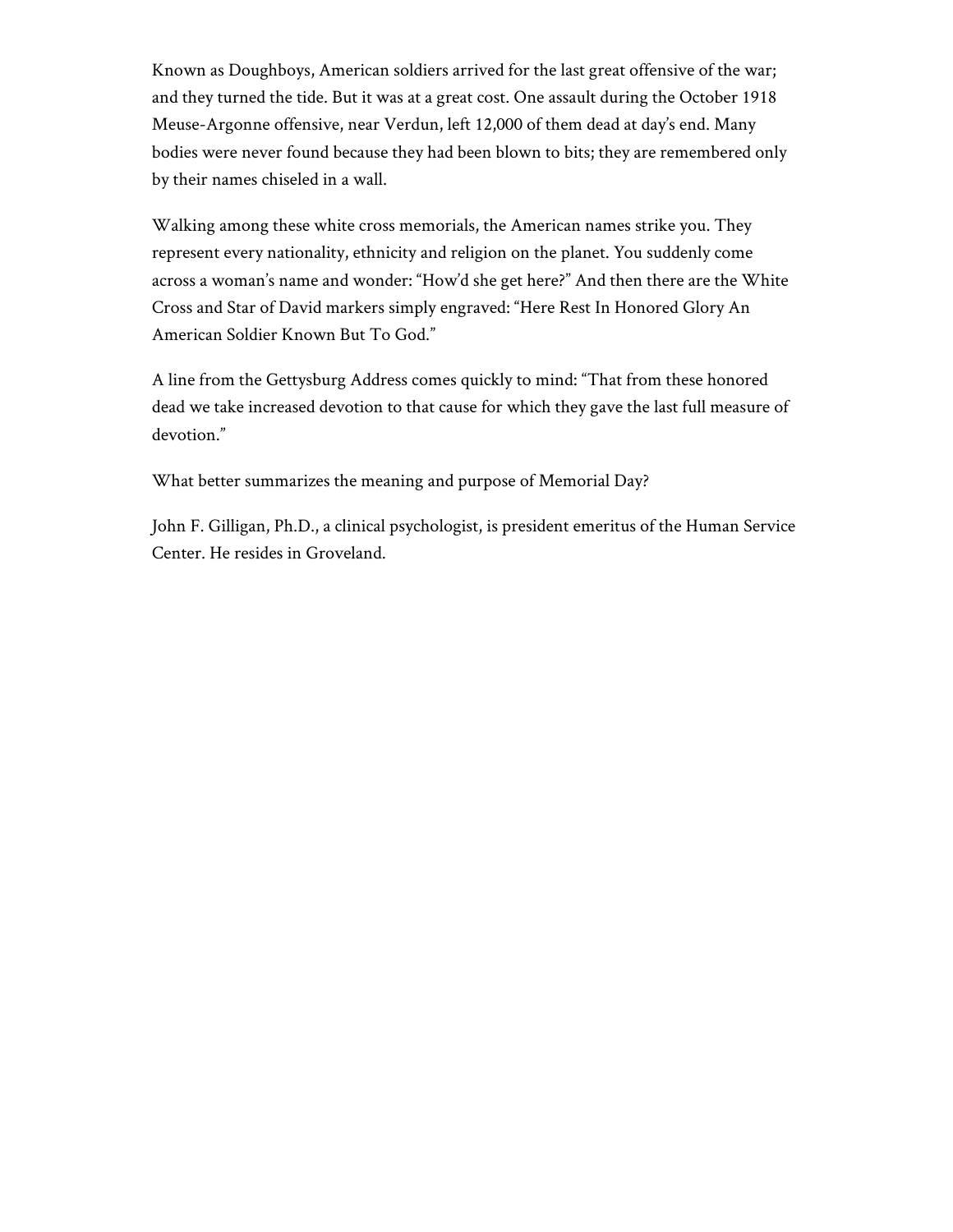Known as Doughboys, American soldiers arrived for the last great offensive of the war; and they turned the tide. But it was at a great cost. One assault during the October 1918 Meuse-Argonne offensive, near Verdun, left 12,000 of them dead at day's end. Many bodies were never found because they had been blown to bits; they are remembered only by their names chiseled in a wall.

Walking among these white cross memorials, the American names strike you. They represent every nationality, ethnicity and religion on the planet. You suddenly come across a woman's name and wonder: "How'd she get here?" And then there are the White Cross and Star of David markers simply engraved: "Here Rest In Honored Glory An American Soldier Known But To God."

A line from the Gettysburg Address comes quickly to mind: "That from these honored dead we take increased devotion to that cause for which they gave the last full measure of devotion."

What better summarizes the meaning and purpose of Memorial Day?

John F. Gilligan, Ph.D., a clinical psychologist, is president emeritus of the Human Service Center. He resides in Groveland.